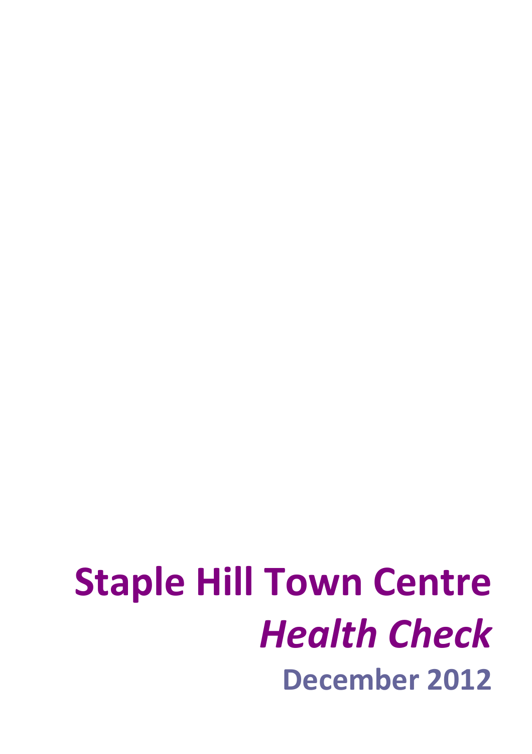# Staple Hill Town Centre

## *Health Check*

### December 2012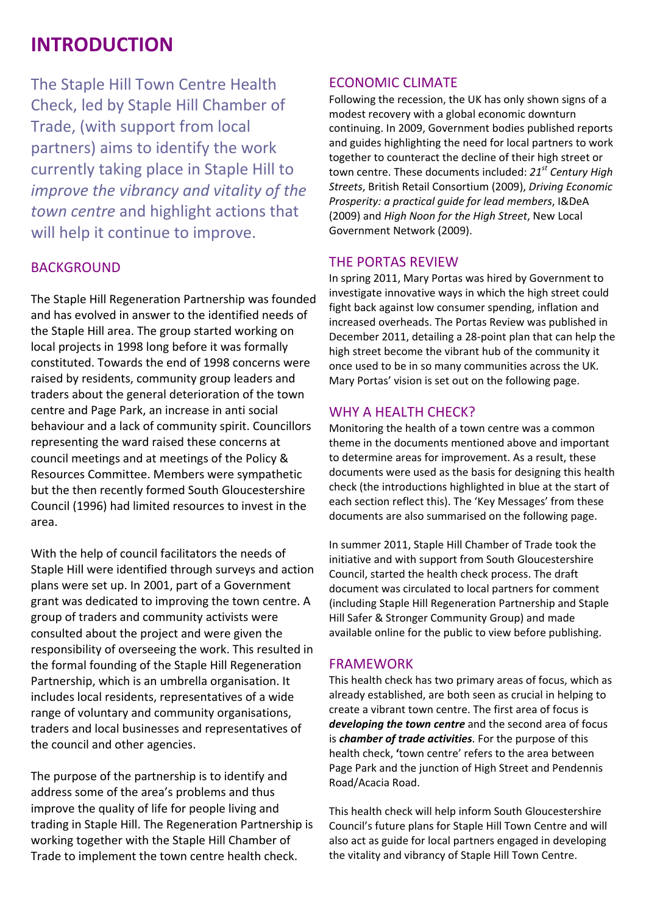# INTRODUCTION

The Staple Hill Town Centre Health Check, led by Staple Hill Chamber of Trade, (with support from local partners) aims to identify the work currently taking place in Staple Hill to *improve the vibrancy and vitality of the town centre* and highlight actions that will help it continue to improve.

## BACKGROUND

The Staple Hill Regeneration Partnership was founded and has evolved in answer to the identified needs of the Staple Hill area. The group started working on local projects in 1998 long before it was formally constituted. Towards the end of 1998 concerns were raised by residents, community group leaders and traders about the general deterioration of the town centre and Page Park, an increase in anti social behaviour and a lack of community spirit. Councillors representing the ward raised these concerns at council meetings and at meetings of the Policy & Resources Committee. Members were sympathetic but the then recently formed South Gloucestershire Council (1996) had limited resources to invest in the area.

With the help of council facilitators the needs of Staple Hill were identified through surveys and action plans were set up. In 2001, part of a Government grant was dedicated to improving the town centre. A group of traders and community activists were consulted about the project and were given the responsibility of overseeing the work. This resulted in the formal founding of the Staple Hill Regeneration Partnership, which is an umbrella organisation. It includes local residents, representatives of a wide range of voluntary and community organisations, traders and local businesses and representatives of the council and other agencies.

The purpose of the partnership is to identify and address some of the area's problems and thus improve the quality of life for people living and trading in Staple Hill. The Regeneration Partnership is working together with the Staple Hill Chamber of Trade to implement the town centre health check.

## ECONOMIC CLIMATE

Following the recession, the UK has only shown signs of a modest recovery with a global economic downturn continuing. In 2009, Government bodies published reports and guides highlighting the need for local partners to work together to counteract the decline of their high street or town centre. These documents included: *21st Century High Streets*, British Retail Consortium (2009), *Driving Economic Prosperity: a practical guide for lead members*, I&DeA (2009) and *High Noon for the High Street*, New Local Government Network (2009).

## THE PORTAS REVIEW

In spring 2011, Mary Portas was hired by Government to investigate innovative ways in which the high street could fight back against low consumer spending, inflation and increased overheads. The Portas Review was published in December 2011, detailing a 28-point plan that can help the high street become the vibrant hub of the community it once used to be in so many communities across the UK. Mary Portas' vision is set out on the following page.

## WHY A HEALTH CHECK?

Monitoring the health of a town centre was a common theme in the documents mentioned above and important to determine areas for improvement. As a result, these documents were used as the basis for designing this health check (the introductions highlighted in blue at the start of each section reflect this). The 'Key Messages' from these documents are also summarised on the following page.

In summer 2011, Staple Hill Chamber of Trade took the initiative and with support from South Gloucestershire Council, started the health check process. The draft document was circulated to local partners for comment (including Staple Hill Regeneration Partnership and Staple Hill Safer & Stronger Community Group) and made available online for the public to view before publishing.

## FRAMEWORK

This health check has two primary areas of focus, which as already established, are both seen as crucial in helping to create a vibrant town centre. The first area of focus is ***developing the town centre*** and the second area of focus is ***chamber of trade activities***. For the purpose of this health check, 'town centre' refers to the area between Page Park and the junction of High Street and Pendennis Road/Acacia Road.

This health check will help inform South Gloucestershire Council's future plans for Staple Hill Town Centre and will also act as guide for local partners engaged in developing the vitality and vibrancy of Staple Hill Town Centre.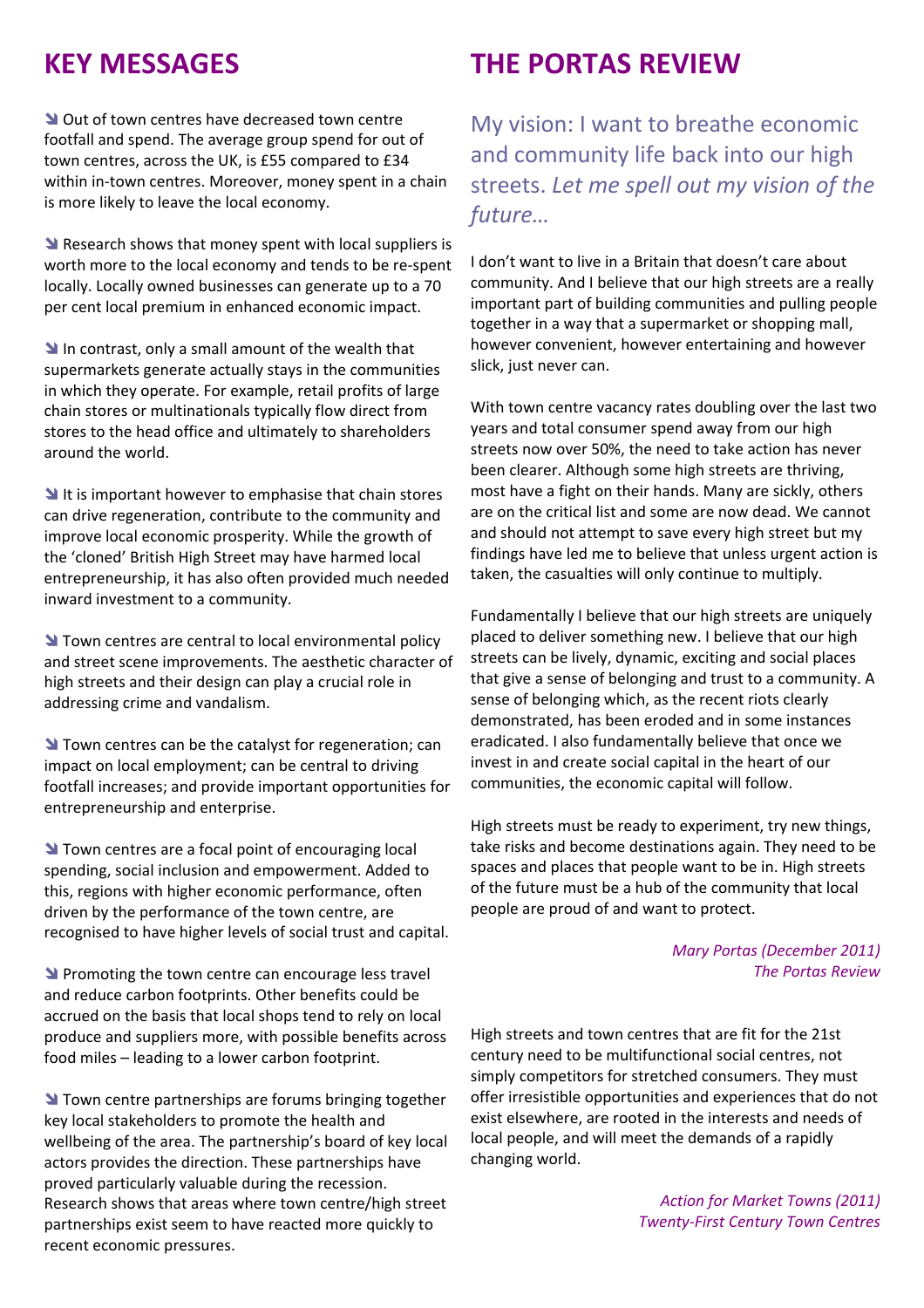# KEY MESSAGES

- Out of town centres have decreased town centre footfall and spend. The average group spend for out of town centres, across the UK, is £55 compared to £34 within in-town centres. Moreover, money spent in a chain is more likely to leave the local economy.

- Research shows that money spent with local suppliers is worth more to the local economy and tends to be re-spent locally. Locally owned businesses can generate up to a 70 per cent local premium in enhanced economic impact.

- In contrast, only a small amount of the wealth that supermarkets generate actually stays in the communities in which they operate. For example, retail profits of large chain stores or multinationals typically flow direct from stores to the head office and ultimately to shareholders around the world.

- It is important however to emphasise that chain stores can drive regeneration, contribute to the community and improve local economic prosperity. While the growth of the 'cloned' British High Street may have harmed local entrepreneurship, it has also often provided much needed inward investment to a community.

- Town centres are central to local environmental policy and street scene improvements. The aesthetic character of high streets and their design can play a crucial role in addressing crime and vandalism.

- Town centres can be the catalyst for regeneration; can impact on local employment; can be central to driving footfall increases; and provide important opportunities for entrepreneurship and enterprise.

- Town centres are a focal point of encouraging local spending, social inclusion and empowerment. Added to this, regions with higher economic performance, often driven by the performance of the town centre, are recognised to have higher levels of social trust and capital.

- Promoting the town centre can encourage less travel and reduce carbon footprints. Other benefits could be accrued on the basis that local shops tend to rely on local produce and suppliers more, with possible benefits across food miles – leading to a lower carbon footprint.

- Town centre partnerships are forums bringing together key local stakeholders to promote the health and wellbeing of the area. The partnership's board of key local actors provides the direction. These partnerships have proved particularly valuable during the recession. Research shows that areas where town centre/high street partnerships exist seem to have reacted more quickly to recent economic pressures.

# THE PORTAS REVIEW

My vision: I want to breathe economic and community life back into our high streets. *Let me spell out my vision of the future…*

I don't want to live in a Britain that doesn't care about community. And I believe that our high streets are a really important part of building communities and pulling people together in a way that a supermarket or shopping mall, however convenient, however entertaining and however slick, just never can.

With town centre vacancy rates doubling over the last two years and total consumer spend away from our high streets now over 50%, the need to take action has never been clearer. Although some high streets are thriving, most have a fight on their hands. Many are sickly, others are on the critical list and some are now dead. We cannot and should not attempt to save every high street but my findings have led me to believe that unless urgent action is taken, the casualties will only continue to multiply.

Fundamentally I believe that our high streets are uniquely placed to deliver something new. I believe that our high streets can be lively, dynamic, exciting and social places that give a sense of belonging and trust to a community. A sense of belonging which, as the recent riots clearly demonstrated, has been eroded and in some instances eradicated. I also fundamentally believe that once we invest in and create social capital in the heart of our communities, the economic capital will follow.

High streets must be ready to experiment, try new things, take risks and become destinations again. They need to be spaces and places that people want to be in. High streets of the future must be a hub of the community that local people are proud of and want to protect.

*Mary Portas (December 2011)*
*The Portas Review*

High streets and town centres that are fit for the 21st century need to be multifunctional social centres, not simply competitors for stretched consumers. They must offer irresistible opportunities and experiences that do not exist elsewhere, are rooted in the interests and needs of local people, and will meet the demands of a rapidly changing world.

*Action for Market Towns (2011)*
*Twenty-First Century Town Centres*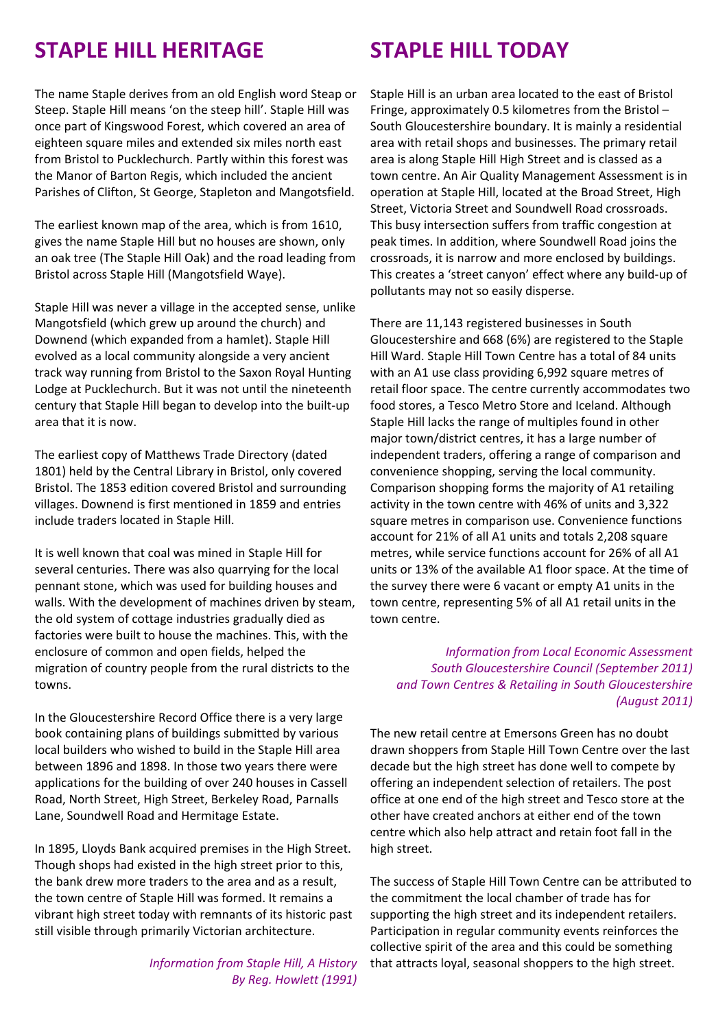# STAPLE HILL HERITAGE

The name Staple derives from an old English word Steap or Steep. Staple Hill means 'on the steep hill'. Staple Hill was once part of Kingswood Forest, which covered an area of eighteen square miles and extended six miles north east from Bristol to Pucklechurch. Partly within this forest was the Manor of Barton Regis, which included the ancient Parishes of Clifton, St George, Stapleton and Mangotsfield.

The earliest known map of the area, which is from 1610, gives the name Staple Hill but no houses are shown, only an oak tree (The Staple Hill Oak) and the road leading from Bristol across Staple Hill (Mangotsfield Waye).

Staple Hill was never a village in the accepted sense, unlike Mangotsfield (which grew up around the church) and Downend (which expanded from a hamlet). Staple Hill evolved as a local community alongside a very ancient track way running from Bristol to the Saxon Royal Hunting Lodge at Pucklechurch. But it was not until the nineteenth century that Staple Hill began to develop into the built-up area that it is now.

The earliest copy of Matthews Trade Directory (dated 1801) held by the Central Library in Bristol, only covered Bristol. The 1853 edition covered Bristol and surrounding villages. Downend is first mentioned in 1859 and entries include traders located in Staple Hill.

It is well known that coal was mined in Staple Hill for several centuries. There was also quarrying for the local pennant stone, which was used for building houses and walls. With the development of machines driven by steam, the old system of cottage industries gradually died as factories were built to house the machines. This, with the enclosure of common and open fields, helped the migration of country people from the rural districts to the towns.

In the Gloucestershire Record Office there is a very large book containing plans of buildings submitted by various local builders who wished to build in the Staple Hill area between 1896 and 1898. In those two years there were applications for the building of over 240 houses in Cassell Road, North Street, High Street, Berkeley Road, Parnalls Lane, Soundwell Road and Hermitage Estate.

In 1895, Lloyds Bank acquired premises in the High Street. Though shops had existed in the high street prior to this, the bank drew more traders to the area and as a result, the town centre of Staple Hill was formed. It remains a vibrant high street today with remnants of its historic past still visible through primarily Victorian architecture.

*Information from Staple Hill, A History By Reg. Howlett (1991)*

# STAPLE HILL TODAY

Staple Hill is an urban area located to the east of Bristol Fringe, approximately 0.5 kilometres from the Bristol – South Gloucestershire boundary. It is mainly a residential area with retail shops and businesses. The primary retail area is along Staple Hill High Street and is classed as a town centre. An Air Quality Management Assessment is in operation at Staple Hill, located at the Broad Street, High Street, Victoria Street and Soundwell Road crossroads. This busy intersection suffers from traffic congestion at peak times. In addition, where Soundwell Road joins the crossroads, it is narrow and more enclosed by buildings. This creates a 'street canyon' effect where any build-up of pollutants may not so easily disperse.

There are 11,143 registered businesses in South Gloucestershire and 668 (6%) are registered to the Staple Hill Ward. Staple Hill Town Centre has a total of 84 units with an A1 use class providing 6,992 square metres of retail floor space. The centre currently accommodates two food stores, a Tesco Metro Store and Iceland. Although Staple Hill lacks the range of multiples found in other major town/district centres, it has a large number of independent traders, offering a range of comparison and convenience shopping, serving the local community. Comparison shopping forms the majority of A1 retailing activity in the town centre with 46% of units and 3,322 square metres in comparison use. Convenience functions account for 21% of all A1 units and totals 2,208 square metres, while service functions account for 26% of all A1 units or 13% of the available A1 floor space. At the time of the survey there were 6 vacant or empty A1 units in the town centre, representing 5% of all A1 retail units in the town centre.

*Information from Local Economic Assessment South Gloucestershire Council (September 2011) and Town Centres & Retailing in South Gloucestershire (August 2011)*

The new retail centre at Emersons Green has no doubt drawn shoppers from Staple Hill Town Centre over the last decade but the high street has done well to compete by offering an independent selection of retailers. The post office at one end of the high street and Tesco store at the other have created anchors at either end of the town centre which also help attract and retain foot fall in the high street.

The success of Staple Hill Town Centre can be attributed to the commitment the local chamber of trade has for supporting the high street and its independent retailers. Participation in regular community events reinforces the collective spirit of the area and this could be something that attracts loyal, seasonal shoppers to the high street.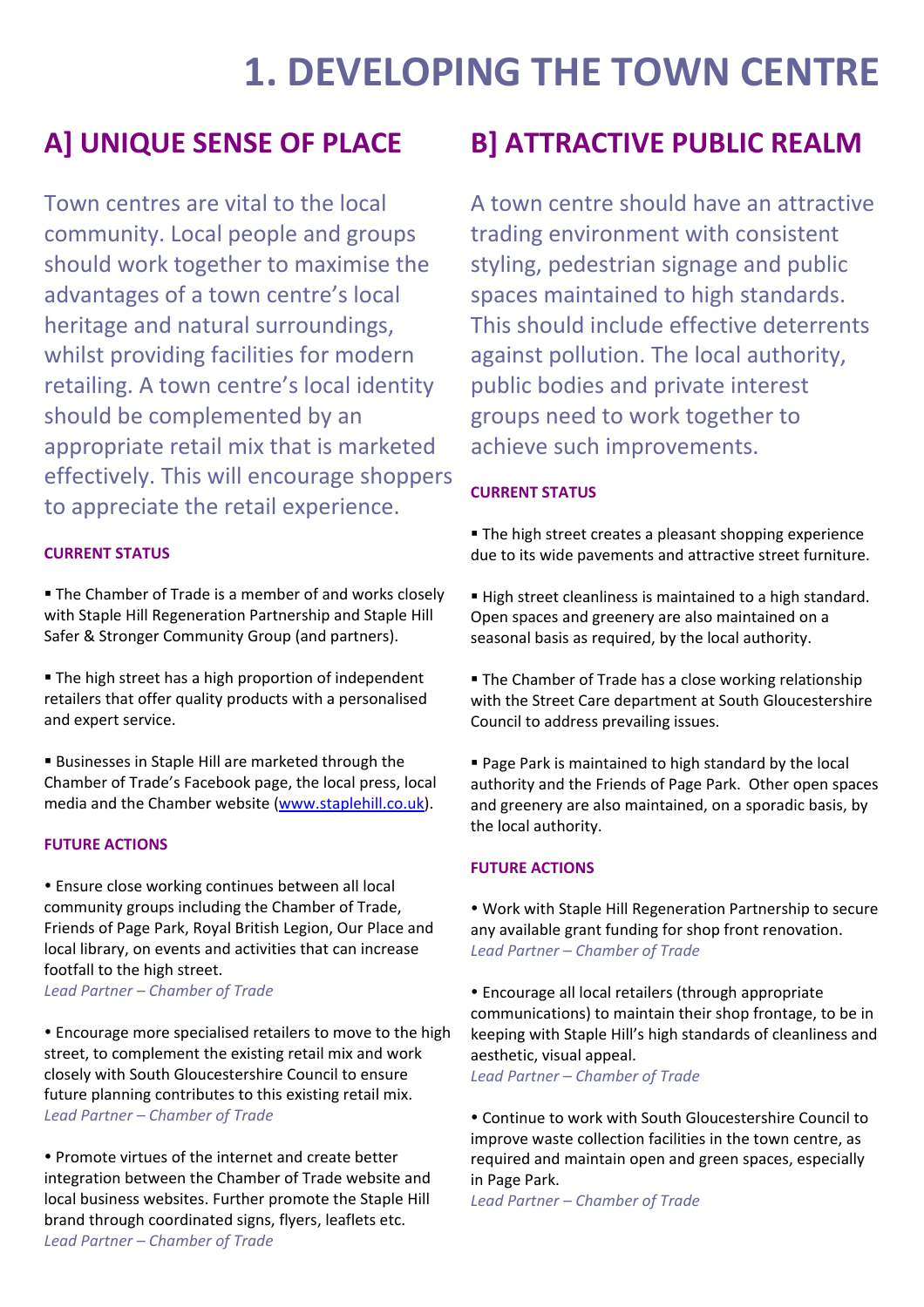# 1. DEVELOPING THE TOWN CENTRE

## A] UNIQUE SENSE OF PLACE

Town centres are vital to the local community. Local people and groups should work together to maximise the advantages of a town centre's local heritage and natural surroundings, whilst providing facilities for modern retailing. A town centre's local identity should be complemented by an appropriate retail mix that is marketed effectively. This will encourage shoppers to appreciate the retail experience.

### CURRENT STATUS

▪ The Chamber of Trade is a member of and works closely with Staple Hill Regeneration Partnership and Staple Hill Safer & Stronger Community Group (and partners).

▪ The high street has a high proportion of independent retailers that offer quality products with a personalised and expert service.

▪ Businesses in Staple Hill are marketed through the Chamber of Trade's Facebook page, the local press, local media and the Chamber website (www.staplehill.co.uk).

### FUTURE ACTIONS

• Ensure close working continues between all local community groups including the Chamber of Trade, Friends of Page Park, Royal British Legion, Our Place and local library, on events and activities that can increase footfall to the high street.
*Lead Partner – Chamber of Trade*

• Encourage more specialised retailers to move to the high street, to complement the existing retail mix and work closely with South Gloucestershire Council to ensure future planning contributes to this existing retail mix.
*Lead Partner – Chamber of Trade*

• Promote virtues of the internet and create better integration between the Chamber of Trade website and local business websites. Further promote the Staple Hill brand through coordinated signs, flyers, leaflets etc.
*Lead Partner – Chamber of Trade*

## B] ATTRACTIVE PUBLIC REALM

A town centre should have an attractive trading environment with consistent styling, pedestrian signage and public spaces maintained to high standards. This should include effective deterrents against pollution. The local authority, public bodies and private interest groups need to work together to achieve such improvements.

### CURRENT STATUS

▪ The high street creates a pleasant shopping experience due to its wide pavements and attractive street furniture.

▪ High street cleanliness is maintained to a high standard. Open spaces and greenery are also maintained on a seasonal basis as required, by the local authority.

▪ The Chamber of Trade has a close working relationship with the Street Care department at South Gloucestershire Council to address prevailing issues.

▪ Page Park is maintained to high standard by the local authority and the Friends of Page Park. Other open spaces and greenery are also maintained, on a sporadic basis, by the local authority.

### FUTURE ACTIONS

• Work with Staple Hill Regeneration Partnership to secure any available grant funding for shop front renovation.
*Lead Partner – Chamber of Trade*

• Encourage all local retailers (through appropriate communications) to maintain their shop frontage, to be in keeping with Staple Hill's high standards of cleanliness and aesthetic, visual appeal.
*Lead Partner – Chamber of Trade*

• Continue to work with South Gloucestershire Council to improve waste collection facilities in the town centre, as required and maintain open and green spaces, especially in Page Park.
*Lead Partner – Chamber of Trade*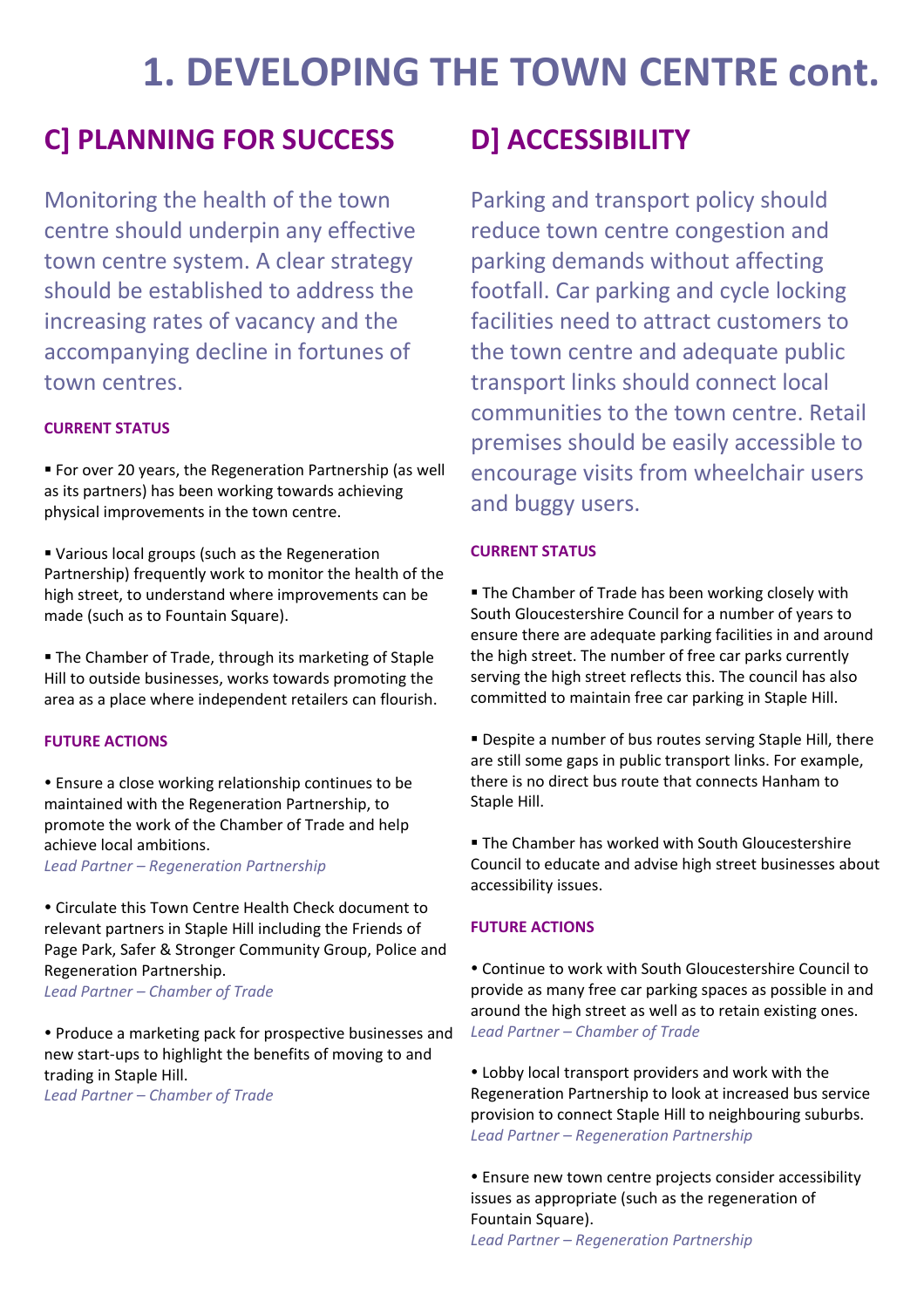# 1. DEVELOPING THE TOWN CENTRE cont.

## C] PLANNING FOR SUCCESS

Monitoring the health of the town centre should underpin any effective town centre system. A clear strategy should be established to address the increasing rates of vacancy and the accompanying decline in fortunes of town centres.

### CURRENT STATUS

▪ For over 20 years, the Regeneration Partnership (as well as its partners) has been working towards achieving physical improvements in the town centre.

▪ Various local groups (such as the Regeneration Partnership) frequently work to monitor the health of the high street, to understand where improvements can be made (such as to Fountain Square).

▪ The Chamber of Trade, through its marketing of Staple Hill to outside businesses, works towards promoting the area as a place where independent retailers can flourish.

### FUTURE ACTIONS

• Ensure a close working relationship continues to be maintained with the Regeneration Partnership, to promote the work of the Chamber of Trade and help achieve local ambitions.
*Lead Partner – Regeneration Partnership*

• Circulate this Town Centre Health Check document to relevant partners in Staple Hill including the Friends of Page Park, Safer & Stronger Community Group, Police and Regeneration Partnership.
*Lead Partner – Chamber of Trade*

• Produce a marketing pack for prospective businesses and new start-ups to highlight the benefits of moving to and trading in Staple Hill.
*Lead Partner – Chamber of Trade*

## D] ACCESSIBILITY

Parking and transport policy should reduce town centre congestion and parking demands without affecting footfall. Car parking and cycle locking facilities need to attract customers to the town centre and adequate public transport links should connect local communities to the town centre. Retail premises should be easily accessible to encourage visits from wheelchair users and buggy users.

### CURRENT STATUS

▪ The Chamber of Trade has been working closely with South Gloucestershire Council for a number of years to ensure there are adequate parking facilities in and around the high street. The number of free car parks currently serving the high street reflects this. The council has also committed to maintain free car parking in Staple Hill.

▪ Despite a number of bus routes serving Staple Hill, there are still some gaps in public transport links. For example, there is no direct bus route that connects Hanham to Staple Hill.

▪ The Chamber has worked with South Gloucestershire Council to educate and advise high street businesses about accessibility issues.

### FUTURE ACTIONS

• Continue to work with South Gloucestershire Council to provide as many free car parking spaces as possible in and around the high street as well as to retain existing ones.
*Lead Partner – Chamber of Trade*

• Lobby local transport providers and work with the Regeneration Partnership to look at increased bus service provision to connect Staple Hill to neighbouring suburbs.
*Lead Partner – Regeneration Partnership*

• Ensure new town centre projects consider accessibility issues as appropriate (such as the regeneration of Fountain Square).
*Lead Partner – Regeneration Partnership*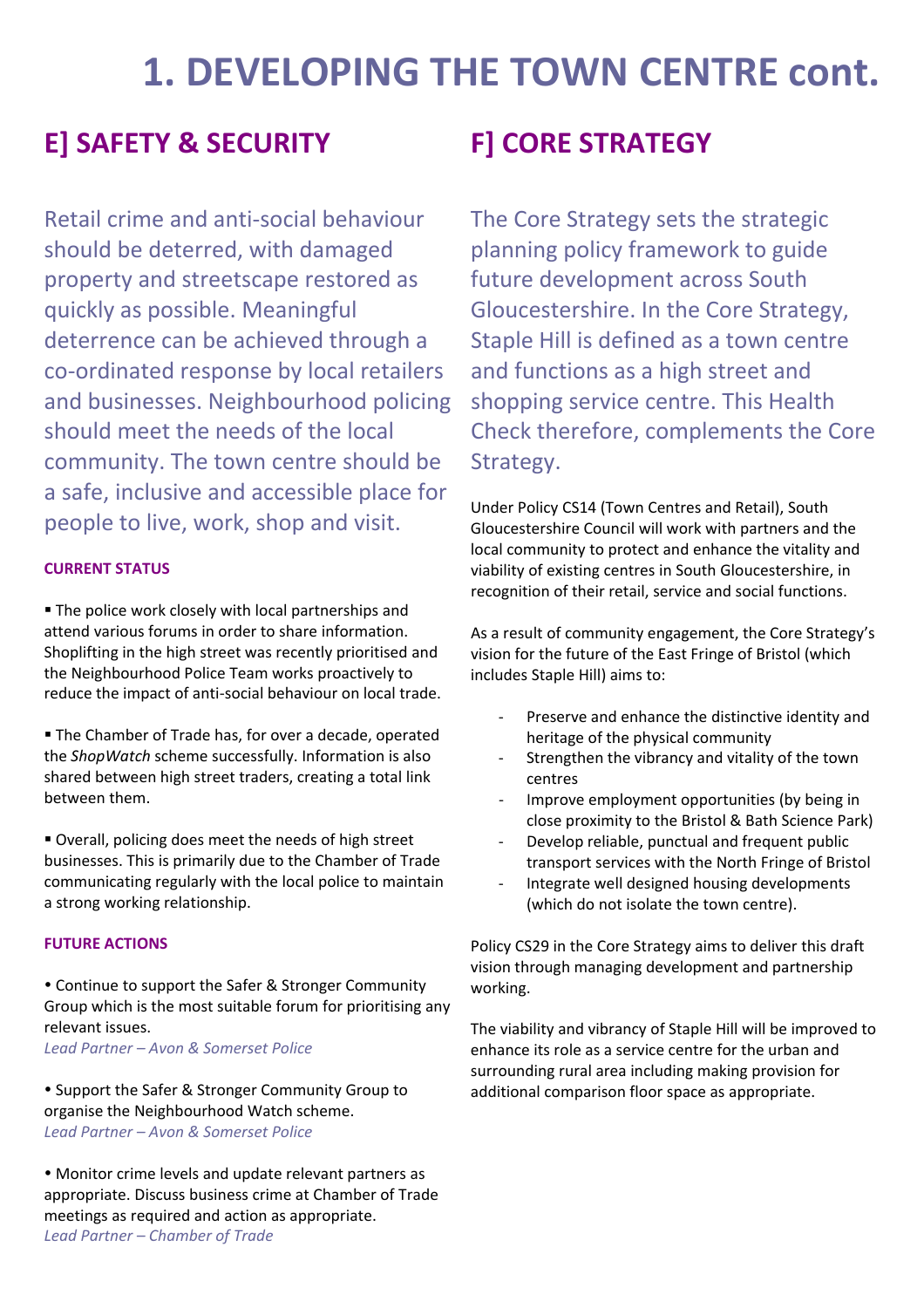# 1. DEVELOPING THE TOWN CENTRE cont.

## E] SAFETY & SECURITY

Retail crime and anti-social behaviour should be deterred, with damaged property and streetscape restored as quickly as possible. Meaningful deterrence can be achieved through a co-ordinated response by local retailers and businesses. Neighbourhood policing should meet the needs of the local community. The town centre should be a safe, inclusive and accessible place for people to live, work, shop and visit.

### CURRENT STATUS

▪ The police work closely with local partnerships and attend various forums in order to share information. Shoplifting in the high street was recently prioritised and the Neighbourhood Police Team works proactively to reduce the impact of anti-social behaviour on local trade.

▪ The Chamber of Trade has, for over a decade, operated the *ShopWatch* scheme successfully. Information is also shared between high street traders, creating a total link between them.

▪ Overall, policing does meet the needs of high street businesses. This is primarily due to the Chamber of Trade communicating regularly with the local police to maintain a strong working relationship.

### FUTURE ACTIONS

• Continue to support the Safer & Stronger Community Group which is the most suitable forum for prioritising any relevant issues.
*Lead Partner – Avon & Somerset Police*

• Support the Safer & Stronger Community Group to organise the Neighbourhood Watch scheme.
*Lead Partner – Avon & Somerset Police*

• Monitor crime levels and update relevant partners as appropriate. Discuss business crime at Chamber of Trade meetings as required and action as appropriate.
*Lead Partner – Chamber of Trade*

## F] CORE STRATEGY

The Core Strategy sets the strategic planning policy framework to guide future development across South Gloucestershire. In the Core Strategy, Staple Hill is defined as a town centre and functions as a high street and shopping service centre. This Health Check therefore, complements the Core Strategy.

Under Policy CS14 (Town Centres and Retail), South Gloucestershire Council will work with partners and the local community to protect and enhance the vitality and viability of existing centres in South Gloucestershire, in recognition of their retail, service and social functions.

As a result of community engagement, the Core Strategy's vision for the future of the East Fringe of Bristol (which includes Staple Hill) aims to:

- Preserve and enhance the distinctive identity and heritage of the physical community
- Strengthen the vibrancy and vitality of the town centres
- Improve employment opportunities (by being in close proximity to the Bristol & Bath Science Park)
- Develop reliable, punctual and frequent public transport services with the North Fringe of Bristol
- Integrate well designed housing developments (which do not isolate the town centre).

Policy CS29 in the Core Strategy aims to deliver this draft vision through managing development and partnership working.

The viability and vibrancy of Staple Hill will be improved to enhance its role as a service centre for the urban and surrounding rural area including making provision for additional comparison floor space as appropriate.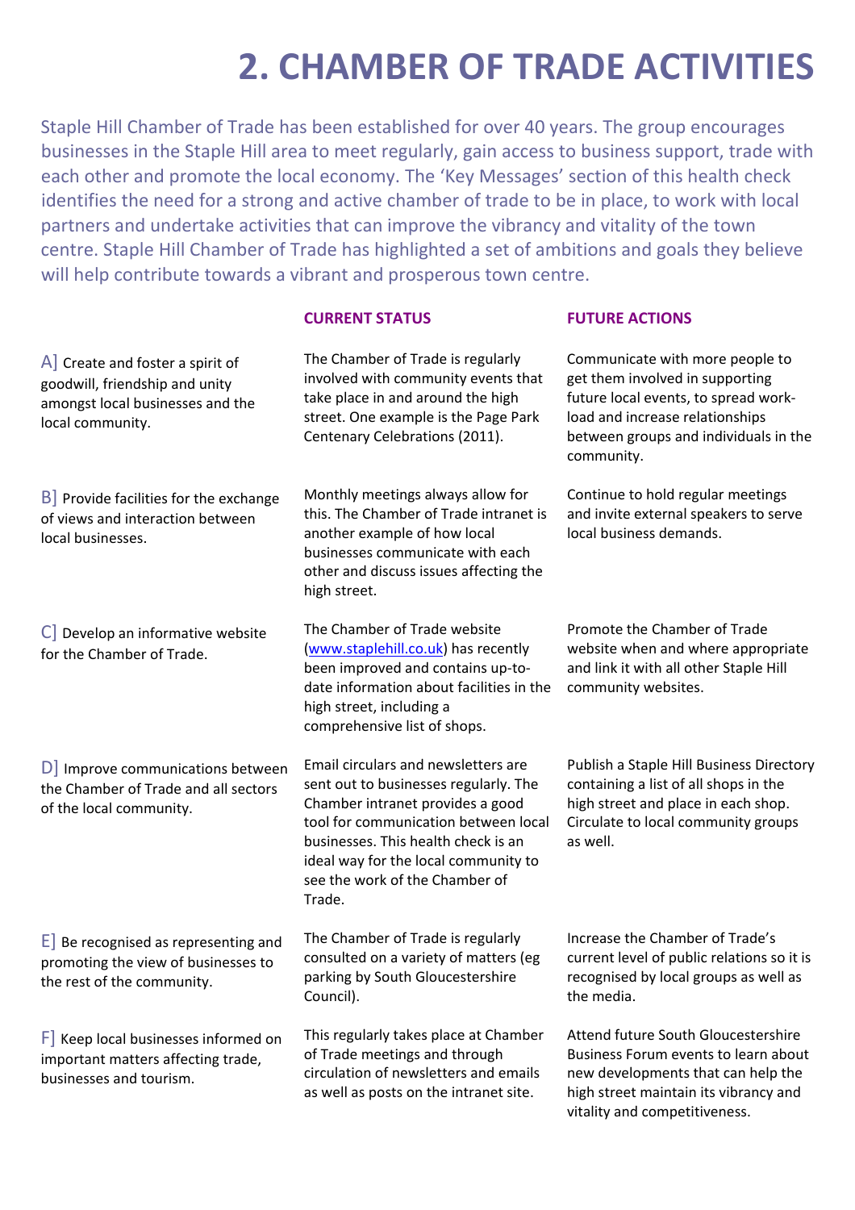# 2. CHAMBER OF TRADE ACTIVITIES

Staple Hill Chamber of Trade has been established for over 40 years. The group encourages businesses in the Staple Hill area to meet regularly, gain access to business support, trade with each other and promote the local economy. The 'Key Messages' section of this health check identifies the need for a strong and active chamber of trade to be in place, to work with local partners and undertake activities that can improve the vibrancy and vitality of the town centre. Staple Hill Chamber of Trade has highlighted a set of ambitions and goals they believe will help contribute towards a vibrant and prosperous town centre.

| | CURRENT STATUS | FUTURE ACTIONS |
|---|---|---|
| A] Create and foster a spirit of goodwill, friendship and unity amongst local businesses and the local community. | The Chamber of Trade is regularly involved with community events that take place in and around the high street. One example is the Page Park Centenary Celebrations (2011). | Communicate with more people to get them involved in supporting future local events, to spread work-load and increase relationships between groups and individuals in the community. |
| B] Provide facilities for the exchange of views and interaction between local businesses. | Monthly meetings always allow for this. The Chamber of Trade intranet is another example of how local businesses communicate with each other and discuss issues affecting the high street. | Continue to hold regular meetings and invite external speakers to serve local business demands. |
| C] Develop an informative website for the Chamber of Trade. | The Chamber of Trade website (www.staplehill.co.uk) has recently been improved and contains up-to-date information about facilities in the high street, including a comprehensive list of shops. | Promote the Chamber of Trade website when and where appropriate and link it with all other Staple Hill community websites. |
| D] Improve communications between the Chamber of Trade and all sectors of the local community. | Email circulars and newsletters are sent out to businesses regularly. The Chamber intranet provides a good tool for communication between local businesses. This health check is an ideal way for the local community to see the work of the Chamber of Trade. | Publish a Staple Hill Business Directory containing a list of all shops in the high street and place in each shop. Circulate to local community groups as well. |
| E] Be recognised as representing and promoting the view of businesses to the rest of the community. | The Chamber of Trade is regularly consulted on a variety of matters (eg parking by South Gloucestershire Council). | Increase the Chamber of Trade's current level of public relations so it is recognised by local groups as well as the media. |
| F] Keep local businesses informed on important matters affecting trade, businesses and tourism. | This regularly takes place at Chamber of Trade meetings and through circulation of newsletters and emails as well as posts on the intranet site. | Attend future South Gloucestershire Business Forum events to learn about new developments that can help the high street maintain its vibrancy and vitality and competitiveness. |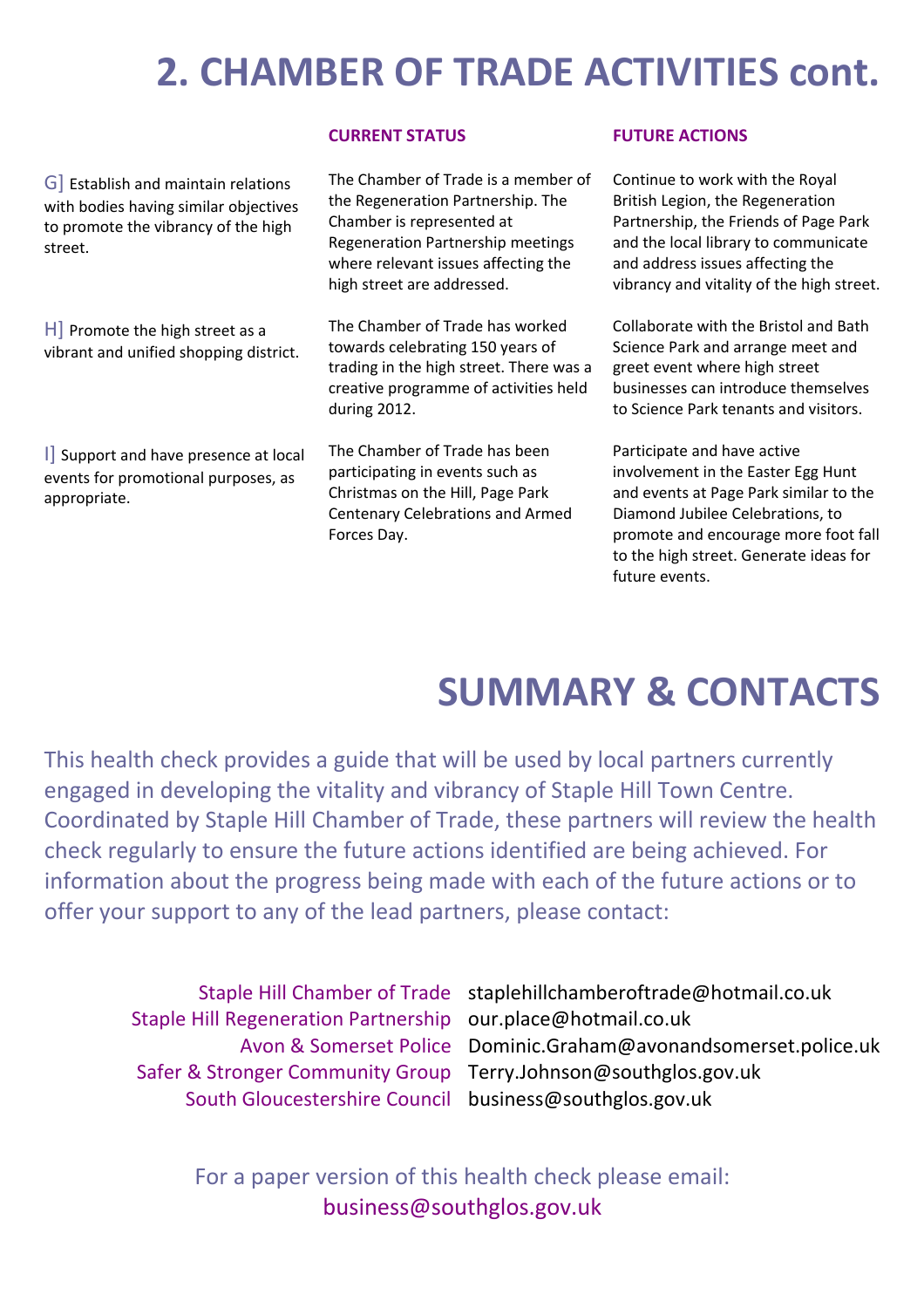# 2. CHAMBER OF TRADE ACTIVITIES cont.

| | CURRENT STATUS | FUTURE ACTIONS |
|---|---|---|
| G] Establish and maintain relations with bodies having similar objectives to promote the vibrancy of the high street. | The Chamber of Trade is a member of the Regeneration Partnership. The Chamber is represented at Regeneration Partnership meetings where relevant issues affecting the high street are addressed. | Continue to work with the Royal British Legion, the Regeneration Partnership, the Friends of Page Park and the local library to communicate and address issues affecting the vibrancy and vitality of the high street. |
| H] Promote the high street as a vibrant and unified shopping district. | The Chamber of Trade has worked towards celebrating 150 years of trading in the high street. There was a creative programme of activities held during 2012. | Collaborate with the Bristol and Bath Science Park and arrange meet and greet event where high street businesses can introduce themselves to Science Park tenants and visitors. |
| I] Support and have presence at local events for promotional purposes, as appropriate. | The Chamber of Trade has been participating in events such as Christmas on the Hill, Page Park Centenary Celebrations and Armed Forces Day. | Participate and have active involvement in the Easter Egg Hunt and events at Page Park similar to the Diamond Jubilee Celebrations, to promote and encourage more foot fall to the high street. Generate ideas for future events. |

# SUMMARY & CONTACTS

This health check provides a guide that will be used by local partners currently engaged in developing the vitality and vibrancy of Staple Hill Town Centre. Coordinated by Staple Hill Chamber of Trade, these partners will review the health check regularly to ensure the future actions identified are being achieved. For information about the progress being made with each of the future actions or to offer your support to any of the lead partners, please contact:

| | |
|---|---|
| Staple Hill Chamber of Trade | staplehillchamberoftrade@hotmail.co.uk |
| Staple Hill Regeneration Partnership | our.place@hotmail.co.uk |
| Avon & Somerset Police | Dominic.Graham@avonandsomerset.police.uk |
| Safer & Stronger Community Group | Terry.Johnson@southglos.gov.uk |
| South Gloucestershire Council | business@southglos.gov.uk |

For a paper version of this health check please email:
business@southglos.gov.uk